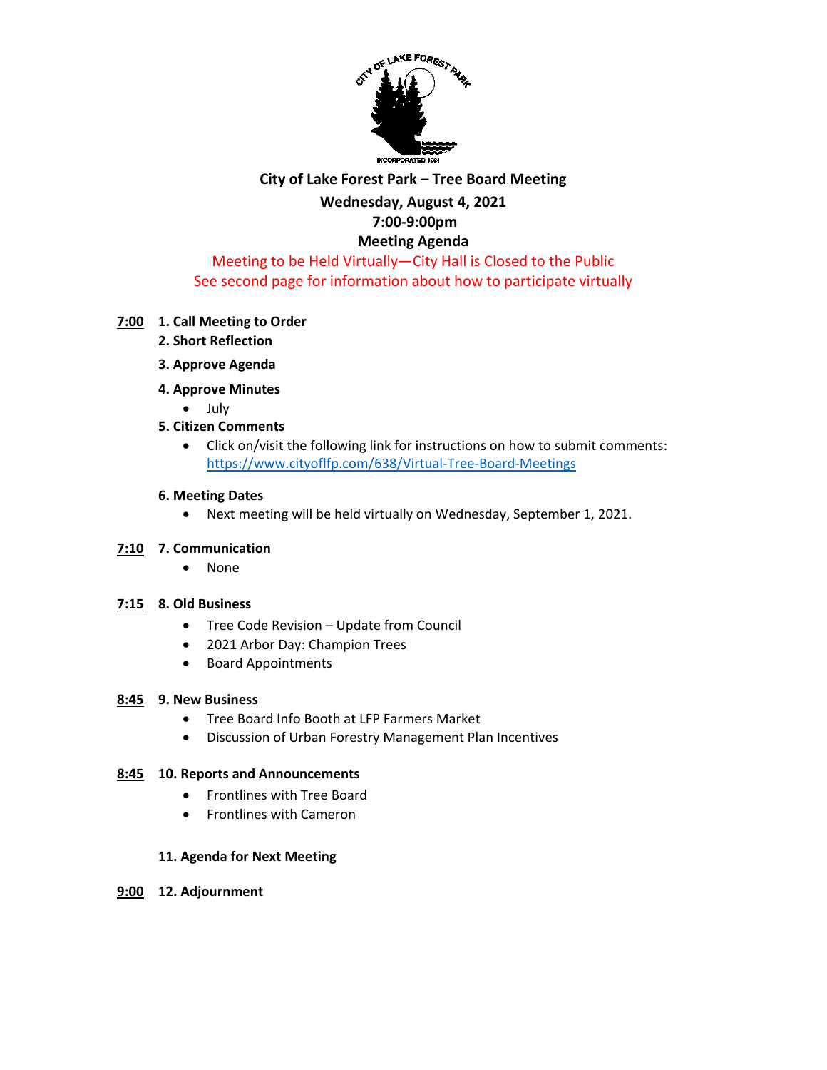**City of Lake Forest Park – Tree Board Meeting**

**Wednesday, August 4, 2021**

**7:00-9:00pm**

**Meeting Agenda**

Meeting to be Held Virtually—City Hall is Closed to the Public

See second page for information about how to participate virtually

**7:00** **1. Call Meeting to Order**

**2. Short Reflection**

**3. Approve Agenda**

**4. Approve Minutes**

- July

**5. Citizen Comments**

- Click on/visit the following link for instructions on how to submit comments: https://www.cityoflfp.com/638/Virtual-Tree-Board-Meetings

**6. Meeting Dates**

- Next meeting will be held virtually on Wednesday, September 1, 2021.

**7:10** **7. Communication**

- None

**7:15** **8. Old Business**

- Tree Code Revision – Update from Council
- 2021 Arbor Day: Champion Trees
- Board Appointments

**8:45** **9. New Business**

- Tree Board Info Booth at LFP Farmers Market
- Discussion of Urban Forestry Management Plan Incentives

**8:45** **10. Reports and Announcements**

- Frontlines with Tree Board
- Frontlines with Cameron

**11. Agenda for Next Meeting**

**9:00** **12. Adjournment**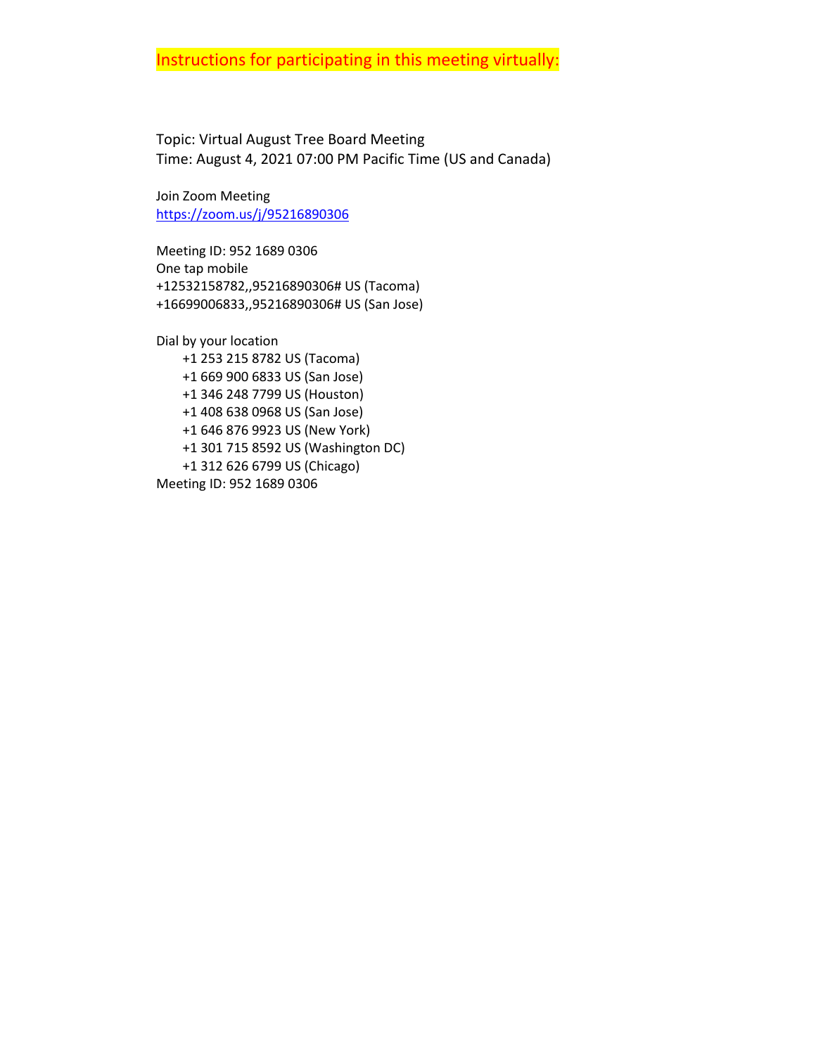**Instructions for participating in this meeting virtually:**

Topic: Virtual August Tree Board Meeting
Time: August 4, 2021 07:00 PM Pacific Time (US and Canada)

Join Zoom Meeting
https://zoom.us/j/95216890306

Meeting ID: 952 1689 0306
One tap mobile
+12532158782,,95216890306# US (Tacoma)
+16699006833,,95216890306# US (San Jose)

Dial by your location
- +1 253 215 8782 US (Tacoma)
- +1 669 900 6833 US (San Jose)
- +1 346 248 7799 US (Houston)
- +1 408 638 0968 US (San Jose)
- +1 646 876 9923 US (New York)
- +1 301 715 8592 US (Washington DC)
- +1 312 626 6799 US (Chicago)

Meeting ID: 952 1689 0306